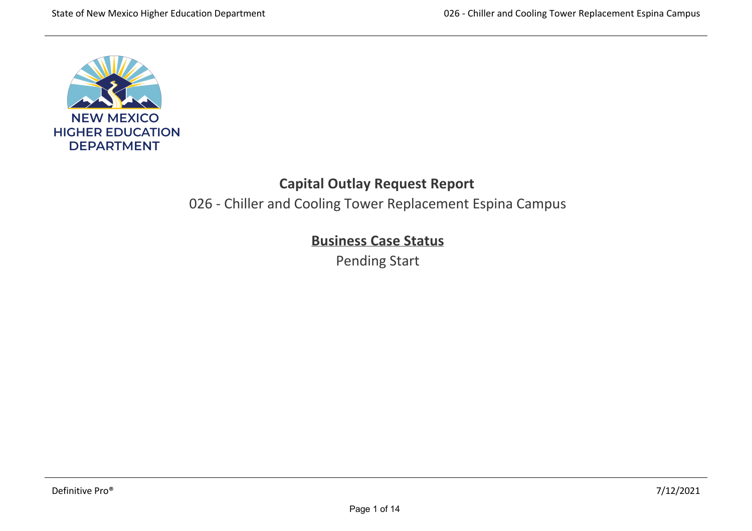NEW MEXICO HIGHER EDUCATION DEPARTMENT

# Capital Outlay Request Report

026 - Chiller and Cooling Tower Replacement Espina Campus

## Business Case Status

Pending Start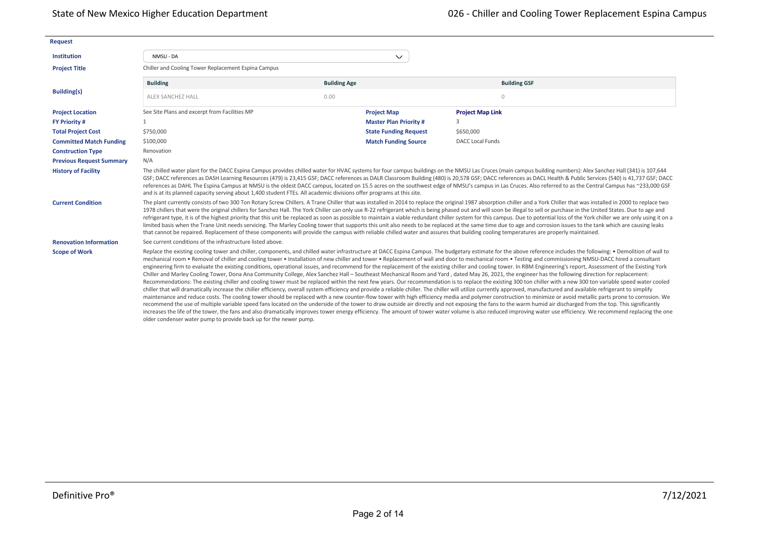## Request

**Institution** NMSU - DA

**Project Title** Chiller and Cooling Tower Replacement Espina Campus

**Building(s)**

| Building | Building Age | Building GSF |
|---|---|---|
| ALEX SANCHEZ HALL | 0.00 | 0 |

| | | | |
|---|---|---|---|
| **Project Location** | See Site Plans and excerpt from Facilities MP | **Project Map** | **Project Map Link** |
| **FY Priority #** | 1 | **Master Plan Priority #** | 3 |
| **Total Project Cost** | $750,000 | **State Funding Request** | $650,000 |
| **Committed Match Funding** | $100,000 | **Match Funding Source** | DACC Local Funds |
| **Construction Type** | Renovation | | |
| **Previous Request Summary** | N/A | | |

**History of Facility**

The chilled water plant for the DACC Espina Campus provides chilled water for HVAC systems for four campus buildings on the NMSU Las Cruces (main campus building numbers): Alex Sanchez Hall (341) is 107,644 GSF; DACC references as DASH Learning Resources (479) is 23,415 GSF; DACC references as DALR Classroom Building (480) is 20,578 GSF; DACC references as DACL Health & Public Services (540) is 41,737 GSF; DACC references as DAHL The Espina Campus at NMSU is the oldest DACC campus, located on 15.5 acres on the southwest edge of NMSU's campus in Las Cruces. Also referred to as the Central Campus has ~233,000 GSF and is at its planned capacity serving about 1,400 student FTEs. All academic divisions offer programs at this site.

**Current Condition**

The plant currently consists of two 300 Ton Rotary Screw Chillers. A Trane Chiller that was installed in 2014 to replace the original 1987 absorption chiller and a York Chiller that was installed in 2000 to replace two 1978 chillers that were the original chillers for Sanchez Hall. The York Chiller can only use R-22 refrigerant which is being phased out and will soon be illegal to sell or purchase in the United States. Due to age and refrigerant type, it is of the highest priority that this unit be replaced as soon as possible to maintain a viable redundant chiller system for this campus. Due to potential loss of the York chiller we are only using it on a limited basis when the Trane Unit needs servicing. The Marley Cooling tower that supports this unit also needs to be replaced at the same time due to age and corrosion issues to the tank which are causing leaks that cannot be repaired. Replacement of these components will provide the campus with reliable chilled water and assures that building cooling temperatures are properly maintained.

**Renovation Information**

See current conditions of the infrastructure listed above.

**Scope of Work**

Replace the existing cooling tower and chiller, components, and chilled water infrastructure at DACC Espina Campus. The budgetary estimate for the above reference includes the following: • Demolition of wall to mechanical room • Removal of chiller and cooling tower • Installation of new chiller and tower • Replacement of wall and door to mechanical room • Testing and commissioning NMSU-DACC hired a consultant engineering firm to evaluate the existing conditions, operational issues, and recommend for the replacement of the existing chiller and cooling tower. In RBM Engineering's report, Assessment of the Existing York Chiller and Marley Cooling Tower, Dona Ana Community College, Alex Sanchez Hall – Southeast Mechanical Room and Yard , dated May 26, 2021, the engineer has the following direction for replacement: Recommendations: The existing chiller and cooling tower must be replaced within the next few years. Our recommendation is to replace the existing 300 ton chiller with a new 300 ton variable speed water cooled chiller that will dramatically increase the chiller efficiency, overall system efficiency and provide a reliable chiller. The chiller will utilize currently approved, manufactured and available refrigerant to simplify maintenance and reduce costs. The cooling tower should be replaced with a new counter-flow tower with high efficiency media and polymer construction to minimize or avoid metallic parts prone to corrosion. We recommend the use of multiple variable speed fans located on the underside of the tower to draw outside air directly and not exposing the fans to the warm humid air discharged from the top. This significantly increases the life of the tower, the fans and also dramatically improves tower energy efficiency. The amount of tower water volume is also reduced improving water use efficiency. We recommend replacing the one older condenser water pump to provide back up for the newer pump.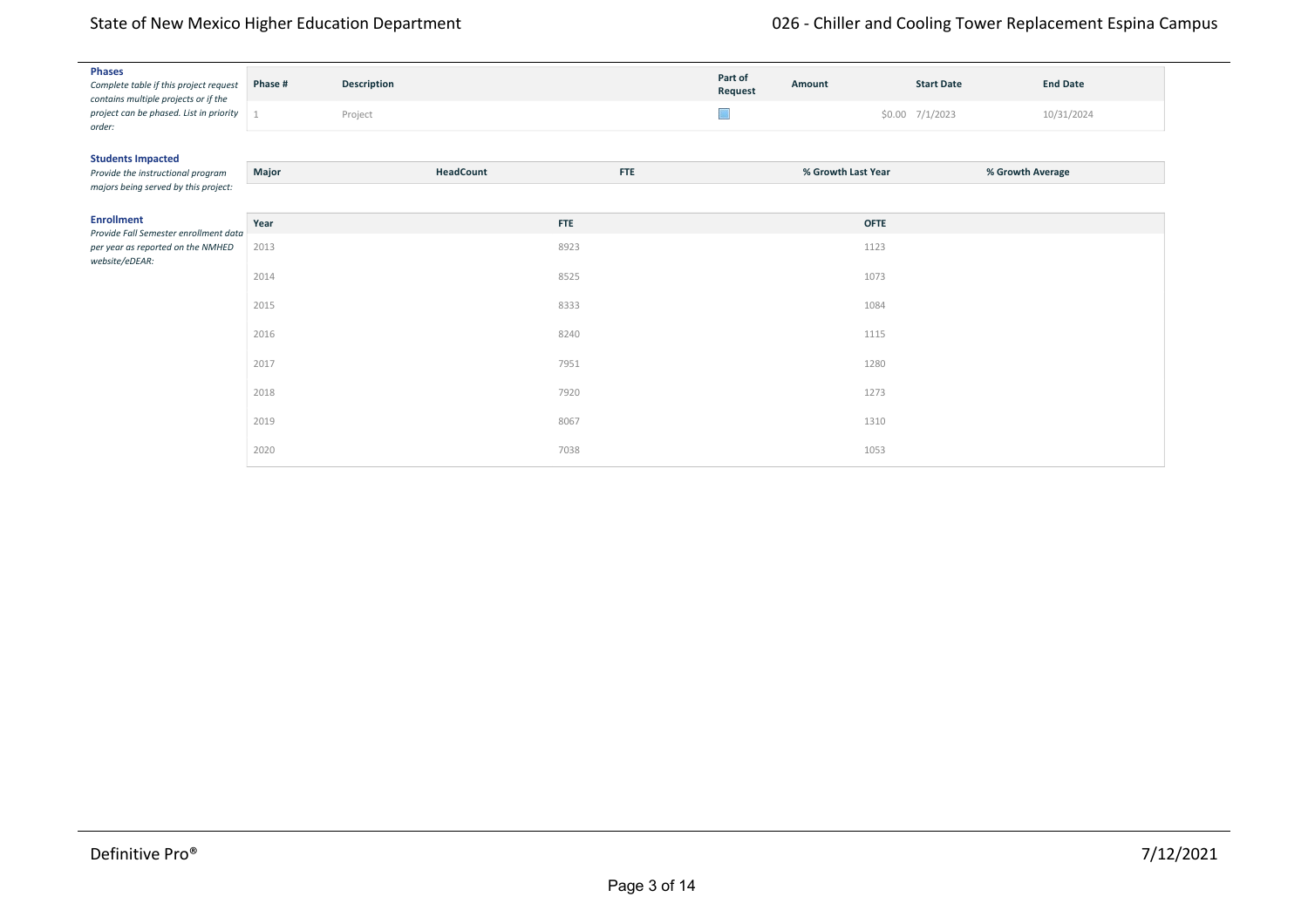**Phases**
*Complete table if this project request contains multiple projects or if the project can be phased. List in priority order:*

| Phase # | Description | Part of Request | Amount | Start Date | End Date |
|---|---|---|---|---|---|
| 1 | Project | ☐ | $0.00 | 7/1/2023 | 10/31/2024 |

**Students Impacted**
*Provide the instructional program majors being served by this project:*

| Major | HeadCount | FTE | % Growth Last Year | % Growth Average |
|---|---|---|---|---|

**Enrollment**
*Provide Fall Semester enrollment data per year as reported on the NMHED website/eDEAR:*

| Year | FTE | OFTE |
|---|---|---|
| 2013 | 8923 | 1123 |
| 2014 | 8525 | 1073 |
| 2015 | 8333 | 1084 |
| 2016 | 8240 | 1115 |
| 2017 | 7951 | 1280 |
| 2018 | 7920 | 1273 |
| 2019 | 8067 | 1310 |
| 2020 | 7038 | 1053 |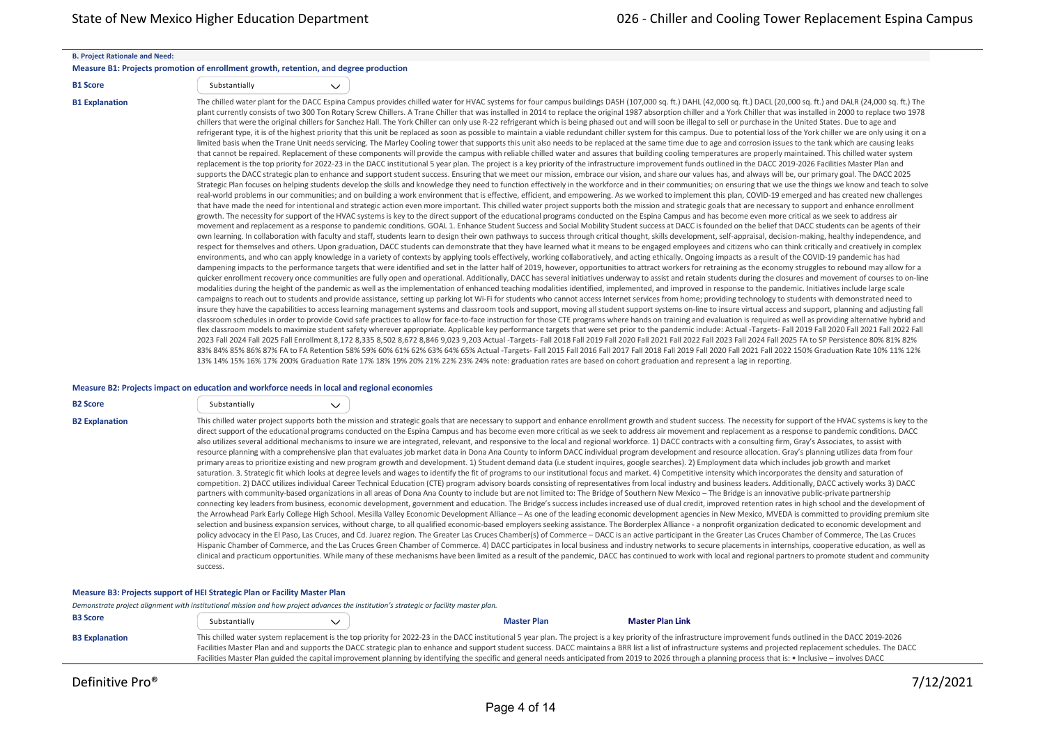**B. Project Rationale and Need:**

**Measure B1: Projects promotion of enrollment growth, retention, and degree production**

**B1 Score**

Substantially

**B1 Explanation**

The chilled water plant for the DACC Espina Campus provides chilled water for HVAC systems for four campus buildings DASH (107,000 sq. ft.) DAHL (42,000 sq. ft.) DACL (20,000 sq. ft.) and DALR (24,000 sq. ft.) The plant currently consists of two 300 Ton Rotary Screw Chillers. A Trane Chiller that was installed in 2014 to replace the original 1987 absorption chiller and a York Chiller that was installed in 2000 to replace two 1978 chillers that were the original chillers for Sanchez Hall. The York Chiller can only use R-22 refrigerant which is being phased out and will soon be illegal to sell or purchase in the United States. Due to age and refrigerant type, it is of the highest priority that this unit be replaced as soon as possible to maintain a viable redundant chiller system for this campus. Due to potential loss of the York chiller we are only using it on a limited basis when the Trane Unit needs servicing. The Marley Cooling tower that supports this unit also needs to be replaced at the same time due to age and corrosion issues to the tank which are causing leaks that cannot be repaired. Replacement of these components will provide the campus with reliable chilled water and assures that building cooling temperatures are properly maintained. This chilled water system replacement is the top priority for 2022-23 in the DACC institutional 5 year plan. The project is a key priority of the infrastructure improvement funds outlined in the DACC 2019-2026 Facilities Master Plan and supports the DACC strategic plan to enhance and support student success. Ensuring that we meet our mission, embrace our vision, and share our values has, and always will be, our primary goal. The DACC 2025 Strategic Plan focuses on helping students develop the skills and knowledge they need to function effectively in the workforce and in their communities; on ensuring that we use the things we know and teach to solve real-world problems in our communities; and on building a work environment that is effective, efficient, and empowering. As we worked to implement this plan, COVID-19 emerged and has created new challenges that have made the need for intentional and strategic action even more important. This chilled water project supports both the mission and strategic goals that are necessary to support and enhance enrollment growth. The necessity for support of the HVAC systems is key to the direct support of the educational programs conducted on the Espina Campus and has become even more critical as we seek to address air movement and replacement as a response to pandemic conditions. GOAL 1. Enhance Student Success and Social Mobility Student success at DACC is founded on the belief that DACC students can be agents of their own learning. In collaboration with faculty and staff, students learn to design their own pathways to success through critical thought, skills development, self-appraisal, decision-making, healthy independence, and respect for themselves and others. Upon graduation, DACC students can demonstrate that they have learned what it means to be engaged employees and citizens who can think critically and creatively in complex environments, and who can apply knowledge in a variety of contexts by applying tools effectively, working collaboratively, and acting ethically. Ongoing impacts as a result of the COVID-19 pandemic has had dampening impacts to the performance targets that were identified and set in the latter half of 2019, however, opportunities to attract workers for retraining as the economy struggles to rebound may allow for a quicker enrollment recovery once communities are fully open and operational. Additionally, DACC has several initiatives underway to assist and retain students during the closures and movement of courses to on-line modalities during the height of the pandemic as well as the implementation of enhanced teaching modalities identified, implemented, and improved in response to the pandemic. Initiatives include large scale campaigns to reach out to students and provide assistance, setting up parking lot Wi-Fi for students who cannot access Internet services from home; providing technology to students with demonstrated need to insure they have the capabilities to access learning management systems and classroom tools and support, moving all student support systems on-line to insure virtual access and support, planning and adjusting fall classroom schedules in order to provide Covid safe practices to allow for face-to-face instruction for those CTE programs where hands on training and evaluation is required as well as providing alternative hybrid and flex classroom models to maximize student safety wherever appropriate. Applicable key performance targets that were set prior to the pandemic include: Actual -Targets- Fall 2019 Fall 2020 Fall 2021 Fall 2022 Fall 2023 Fall 2024 Fall 2025 Fall Enrollment 8,172 8,335 8,502 8,672 8,846 9,023 9,203 Actual -Targets- Fall 2018 Fall 2019 Fall 2020 Fall 2021 Fall 2022 Fall 2023 Fall 2024 Fall 2025 FA to SP Persistence 80% 81% 82% 83% 84% 85% 86% 87% FA to FA Retention 58% 59% 60% 61% 62% 63% 64% 65% Actual -Targets- Fall 2015 Fall 2016 Fall 2017 Fall 2018 Fall 2019 Fall 2020 Fall 2021 Fall 2022 150% Graduation Rate 10% 11% 12% 13% 14% 15% 16% 17% 200% Graduation Rate 17% 18% 19% 20% 21% 22% 23% 24% note: graduation rates are based on cohort graduation and represent a lag in reporting.

**Measure B2: Projects impact on education and workforce needs in local and regional economies**

**B2 Score**

Substantially

**B2 Explanation**

This chilled water project supports both the mission and strategic goals that are necessary to support and enhance enrollment growth and student success. The necessity for support of the HVAC systems is key to the direct support of the educational programs conducted on the Espina Campus and has become even more critical as we seek to address air movement and replacement as a response to pandemic conditions. DACC also utilizes several additional mechanisms to insure we are integrated, relevant, and responsive to the local and regional workforce. 1) DACC contracts with a consulting firm, Gray's Associates, to assist with resource planning with a comprehensive plan that evaluates job market data in Dona Ana County to inform DACC individual program development and resource allocation. Gray's planning utilizes data from four primary areas to prioritize existing and new program growth and development. 1) Student demand data (i.e student inquires, google searches). 2) Employment data which includes job growth and market saturation. 3. Strategic fit which looks at degree levels and wages to identify the fit of programs to our institutional focus and market. 4) Competitive intensity which incorporates the density and saturation of competition. 2) DACC utilizes individual Career Technical Education (CTE) program advisory boards consisting of representatives from local industry and business leaders. Additionally, DACC actively works 3) DACC partners with community-based organizations in all areas of Dona Ana County to include but are not limited to: The Bridge of Southern New Mexico – The Bridge is an innovative public-private partnership connecting key leaders from business, economic development, government and education. The Bridge's success includes increased use of dual credit, improved retention rates in high school and the development of the Arrowhead Park Early College High School. Mesilla Valley Economic Development Alliance – As one of the leading economic development agencies in New Mexico, MVEDA is committed to providing premium site selection and business expansion services, without charge, to all qualified economic-based employers seeking assistance. The Borderplex Alliance - a nonprofit organization dedicated to economic development and policy advocacy in the El Paso, Las Cruces, and Cd. Juarez region. The Greater Las Cruces Chamber(s) of Commerce – DACC is an active participant in the Greater Las Cruces Chamber of Commerce, The Las Cruces Hispanic Chamber of Commerce, and the Las Cruces Green Chamber of Commerce. 4) DACC participates in local business and industry networks to secure placements in internships, cooperative education, as well as clinical and practicum opportunities. While many of these mechanisms have been limited as a result of the pandemic, DACC has continued to work with local and regional partners to promote student and community success.

**Measure B3: Projects support of HEI Strategic Plan or Facility Master Plan**

*Demonstrate project alignment with institutional mission and how project advances the institution's strategic or facility master plan.*

**B3 Score**

Substantially | **Master Plan** | **Master Plan Link**

**B3 Explanation**

This chilled water system replacement is the top priority for 2022-23 in the DACC institutional 5 year plan. The project is a key priority of the infrastructure improvement funds outlined in the DACC 2019-2026 Facilities Master Plan and and supports the DACC strategic plan to enhance and support student success. DACC maintains a BRR list a list of infrastructure systems and projected replacement schedules. The DACC Facilities Master Plan guided the capital improvement planning by identifying the specific and general needs anticipated from 2019 to 2026 through a planning process that is: • Inclusive – involves DACC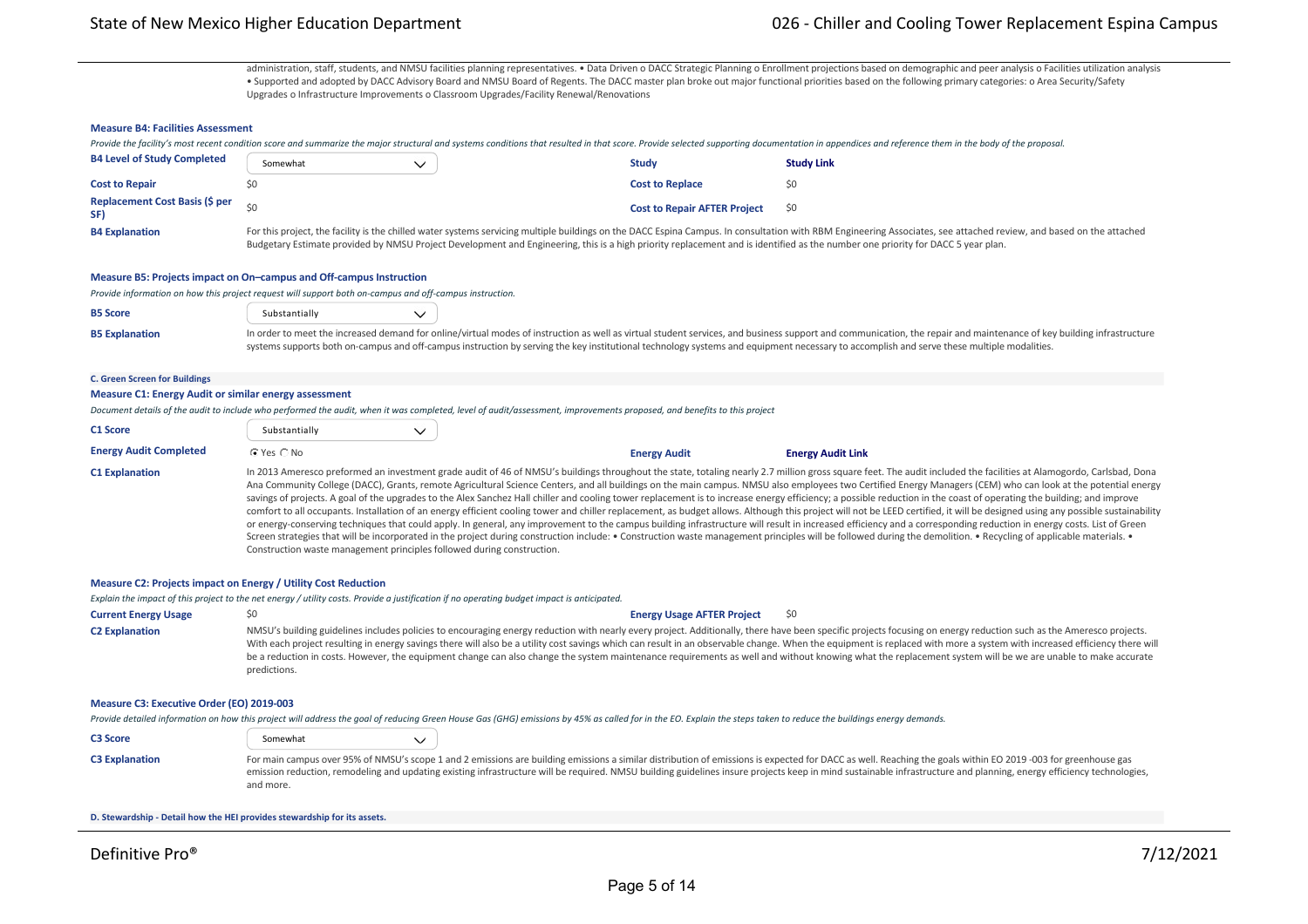administration, staff, students, and NMSU facilities planning representatives. • Data Driven o DACC Strategic Planning o Enrollment projections based on demographic and peer analysis o Facilities utilization analysis • Supported and adopted by DACC Advisory Board and NMSU Board of Regents. The DACC master plan broke out major functional priorities based on the following primary categories: o Area Security/Safety Upgrades o Infrastructure Improvements o Classroom Upgrades/Facility Renewal/Renovations

### Measure B4: Facilities Assessment

*Provide the facility's most recent condition score and summarize the major structural and systems conditions that resulted in that score. Provide selected supporting documentation in appendices and reference them in the body of the proposal.*

| | | | |
|---|---|---|---|
| **B4 Level of Study Completed** | Somewhat | **Study** | **Study Link** |
| **Cost to Repair** | $0 | **Cost to Replace** | $0 |
| **Replacement Cost Basis ($ per SF)** | $0 | **Cost to Repair AFTER Project** | $0 |

**B4 Explanation**

For this project, the facility is the chilled water systems servicing multiple buildings on the DACC Espina Campus. In consultation with RBM Engineering Associates, see attached review, and based on the attached Budgetary Estimate provided by NMSU Project Development and Engineering, this is a high priority replacement and is identified as the number one priority for DACC 5 year plan.

### Measure B5: Projects impact on On–campus and Off-campus Instruction

*Provide information on how this project request will support both on-campus and off-campus instruction.*

**B5 Score:** Substantially

**B5 Explanation**

In order to meet the increased demand for online/virtual modes of instruction as well as virtual student services, and business support and communication, the repair and maintenance of key building infrastructure systems supports both on-campus and off-campus instruction by serving the key institutional technology systems and equipment necessary to accomplish and serve these multiple modalities.

## C. Green Screen for Buildings

### Measure C1: Energy Audit or similar energy assessment

*Document details of the audit to include who performed the audit, when it was completed, level of audit/assessment, improvements proposed, and benefits to this project*

**C1 Score:** Substantially

| | | | |
|---|---|---|---|
| **Energy Audit Completed** | ☑ Yes ☐ No | **Energy Audit** | **Energy Audit Link** |

**C1 Explanation**

In 2013 Ameresco preformed an investment grade audit of 46 of NMSU's buildings throughout the state, totaling nearly 2.7 million gross square feet. The audit included the facilities at Alamogordo, Carlsbad, Dona Ana Community College (DACC), Grants, remote Agricultural Science Centers, and all buildings on the main campus. NMSU also employees two Certified Energy Managers (CEM) who can look at the potential energy savings of projects. A goal of the upgrades to the Alex Sanchez Hall chiller and cooling tower replacement is to increase energy efficiency; a possible reduction in the coast of operating the building; and improve comfort to all occupants. Installation of an energy efficient cooling tower and chiller replacement, as budget allows. Although this project will not be LEED certified, it will be designed using any possible sustainability or energy-conserving techniques that could apply. In general, any improvement to the campus building infrastructure will result in increased efficiency and a corresponding reduction in energy costs. List of Green Screen strategies that will be incorporated in the project during construction include: • Construction waste management principles will be followed during the demolition. • Recycling of applicable materials. • Construction waste management principles followed during construction.

### Measure C2: Projects impact on Energy / Utility Cost Reduction

*Explain the impact of this project to the net energy / utility costs. Provide a justification if no operating budget impact is anticipated.*

| | | | |
|---|---|---|---|
| **Current Energy Usage** | $0 | **Energy Usage AFTER Project** | $0 |

**C2 Explanation**

NMSU's building guidelines includes policies to encouraging energy reduction with nearly every project. Additionally, there have been specific projects focusing on energy reduction such as the Ameresco projects. With each project resulting in energy savings there will also be a utility cost savings which can result in an observable change. When the equipment is replaced with more a system with increased efficiency there will be a reduction in costs. However, the equipment change can also change the system maintenance requirements as well and without knowing what the replacement system will be we are unable to make accurate predictions.

### Measure C3: Executive Order (EO) 2019-003

*Provide detailed information on how this project will address the goal of reducing Green House Gas (GHG) emissions by 45% as called for in the EO. Explain the steps taken to reduce the buildings energy demands.*

**C3 Score:** Somewhat

**C3 Explanation**

For main campus over 95% of NMSU's scope 1 and 2 emissions are building emissions a similar distribution of emissions is expected for DACC as well. Reaching the goals within EO 2019 -003 for greenhouse gas emission reduction, remodeling and updating existing infrastructure will be required. NMSU building guidelines insure projects keep in mind sustainable infrastructure and planning, energy efficiency technologies, and more.

## D. Stewardship - Detail how the HEI provides stewardship for its assets.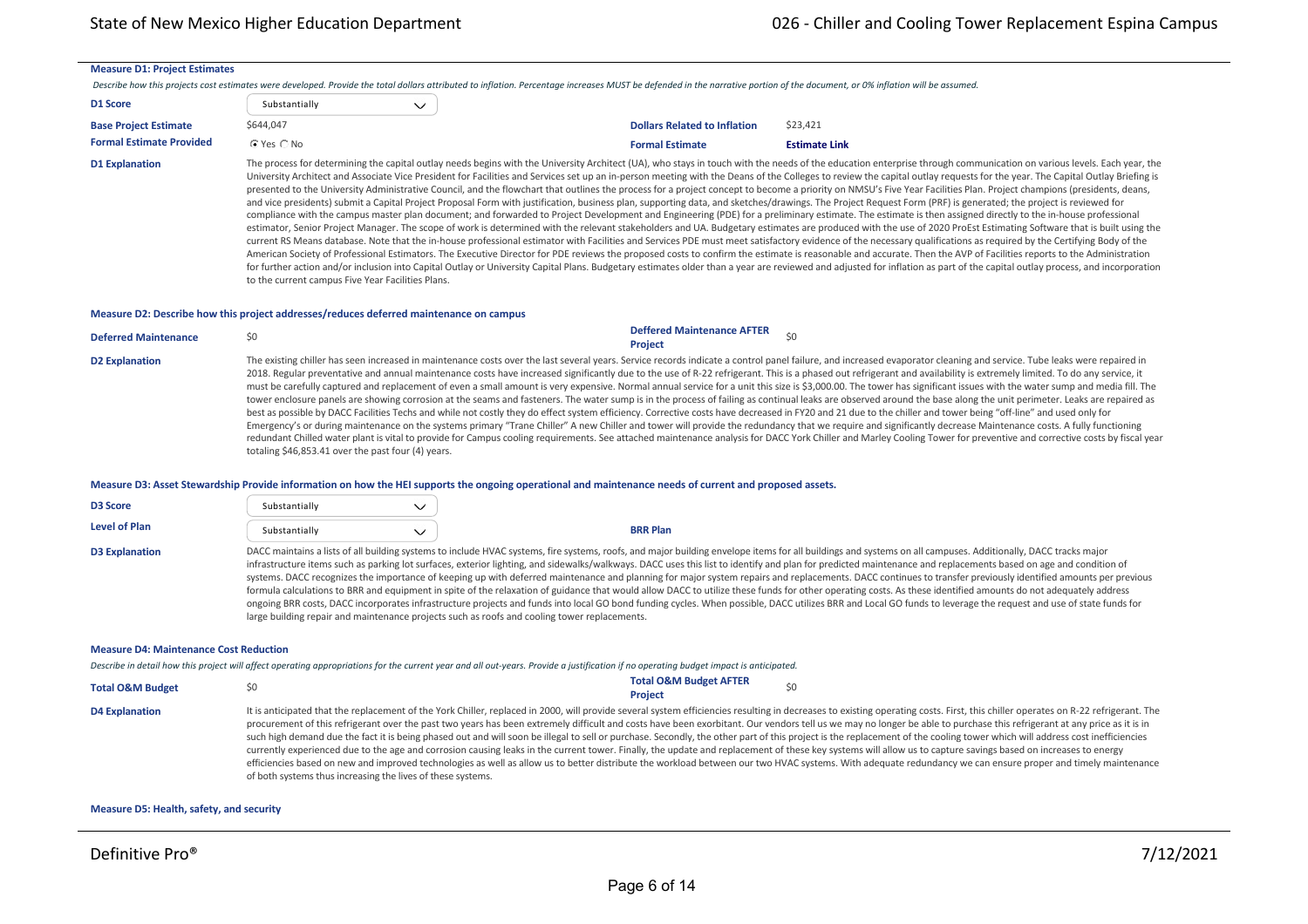### Measure D1: Project Estimates

*Describe how this projects cost estimates were developed. Provide the total dollars attributed to inflation. Percentage increases MUST be defended in the narrative portion of the document, or 0% inflation will be assumed.*

| | | | |
|---|---|---|---|
| **D1 Score** | Substantially | | |
| **Base Project Estimate** | $644,047 | **Dollars Related to Inflation** | $23,421 |
| **Formal Estimate Provided** | ⦿ Yes ○ No | **Formal Estimate** | **Estimate Link** |

**D1 Explanation**

The process for determining the capital outlay needs begins with the University Architect (UA), who stays in touch with the needs of the education enterprise through communication on various levels. Each year, the University Architect and Associate Vice President for Facilities and Services set up an in-person meeting with the Deans of the Colleges to review the capital outlay requests for the year. The Capital Outlay Briefing is presented to the University Administrative Council, and the flowchart that outlines the process for a project concept to become a priority on NMSU's Five Year Facilities Plan. Project champions (presidents, deans, and vice presidents) submit a Capital Project Proposal Form with justification, business plan, supporting data, and sketches/drawings. The Project Request Form (PRF) is generated; the project is reviewed for compliance with the campus master plan document; and forwarded to Project Development and Engineering (PDE) for a preliminary estimate. The estimate is then assigned directly to the in-house professional estimator, Senior Project Manager. The scope of work is determined with the relevant stakeholders and UA. Budgetary estimates are produced with the use of 2020 ProEst Estimating Software that is built using the current RS Means database. Note that the in-house professional estimator with Facilities and Services PDE must meet satisfactory evidence of the necessary qualifications as required by the Certifying Body of the American Society of Professional Estimators. The Executive Director for PDE reviews the proposed costs to confirm the estimate is reasonable and accurate. Then the AVP of Facilities reports to the Administration for further action and/or inclusion into Capital Outlay or University Capital Plans. Budgetary estimates older than a year are reviewed and adjusted for inflation as part of the capital outlay process, and incorporation to the current campus Five Year Facilities Plans.

### Measure D2: Describe how this project addresses/reduces deferred maintenance on campus

| | | | |
|---|---|---|---|
| **Deferred Maintenance** | $0 | **Deffered Maintenance AFTER Project** | $0 |

**D2 Explanation**

The existing chiller has seen increased in maintenance costs over the last several years. Service records indicate a control panel failure, and increased evaporator cleaning and service. Tube leaks were repaired in 2018. Regular preventative and annual maintenance costs have increased significantly due to the use of R-22 refrigerant. This is a phased out refrigerant and availability is extremely limited. To do any service, it must be carefully captured and replacement of even a small amount is very expensive. Normal annual service for a unit this size is $3,000.00. The tower has significant issues with the water sump and media fill. The tower enclosure panels are showing corrosion at the seams and fasteners. The water sump is in the process of failing as continual leaks are observed around the base along the unit perimeter. Leaks are repaired as best as possible by DACC Facilities Techs and while not costly they do effect system efficiency. Corrective costs have decreased in FY20 and 21 due to the chiller and tower being "off-line" and used only for Emergency's or during maintenance on the systems primary "Trane Chiller" A new Chiller and tower will provide the redundancy that we require and significantly decrease Maintenance costs. A fully functioning redundant Chilled water plant is vital to provide for Campus cooling requirements. See attached maintenance analysis for DACC York Chiller and Marley Cooling Tower for preventive and corrective costs by fiscal year totaling $46,853.41 over the past four (4) years.

### Measure D3: Asset Stewardship Provide information on how the HEI supports the ongoing operational and maintenance needs of current and proposed assets.

| | | | |
|---|---|---|---|
| **D3 Score** | Substantially | | |
| **Level of Plan** | Substantially | **BRR Plan** | |

**D3 Explanation**

DACC maintains a lists of all building systems to include HVAC systems, fire systems, roofs, and major building envelope items for all buildings and systems on all campuses. Additionally, DACC tracks major infrastructure items such as parking lot surfaces, exterior lighting, and sidewalks/walkways. DACC uses this list to identify and plan for predicted maintenance and replacements based on age and condition of systems. DACC recognizes the importance of keeping up with deferred maintenance and planning for major system repairs and replacements. DACC continues to transfer previously identified amounts per previous formula calculations to BRR and equipment in spite of the relaxation of guidance that would allow DACC to utilize these funds for other operating costs. As these identified amounts do not adequately address ongoing BRR costs, DACC incorporates infrastructure projects and funds into local GO bond funding cycles. When possible, DACC utilizes BRR and Local GO funds to leverage the request and use of state funds for large building repair and maintenance projects such as roofs and cooling tower replacements.

### Measure D4: Maintenance Cost Reduction

*Describe in detail how this project will affect operating appropriations for the current year and all out-years. Provide a justification if no operating budget impact is anticipated.*

| | | | |
|---|---|---|---|
| **Total O&M Budget** | $0 | **Total O&M Budget AFTER Project** | $0 |

**D4 Explanation**

It is anticipated that the replacement of the York Chiller, replaced in 2000, will provide several system efficiencies resulting in decreases to existing operating costs. First, this chiller operates on R-22 refrigerant. The procurement of this refrigerant over the past two years has been extremely difficult and costs have been exorbitant. Our vendors tell us we may no longer be able to purchase this refrigerant at any price as it is in such high demand due the fact it is being phased out and will soon be illegal to sell or purchase. Secondly, the other part of this project is the replacement of the cooling tower which will address cost inefficiencies currently experienced due to the age and corrosion causing leaks in the current tower. Finally, the update and replacement of these key systems will allow us to capture savings based on increases to energy efficiencies based on new and improved technologies as well as allow us to better distribute the workload between our two HVAC systems. With adequate redundancy we can ensure proper and timely maintenance of both systems thus increasing the lives of these systems.

### Measure D5: Health, safety, and security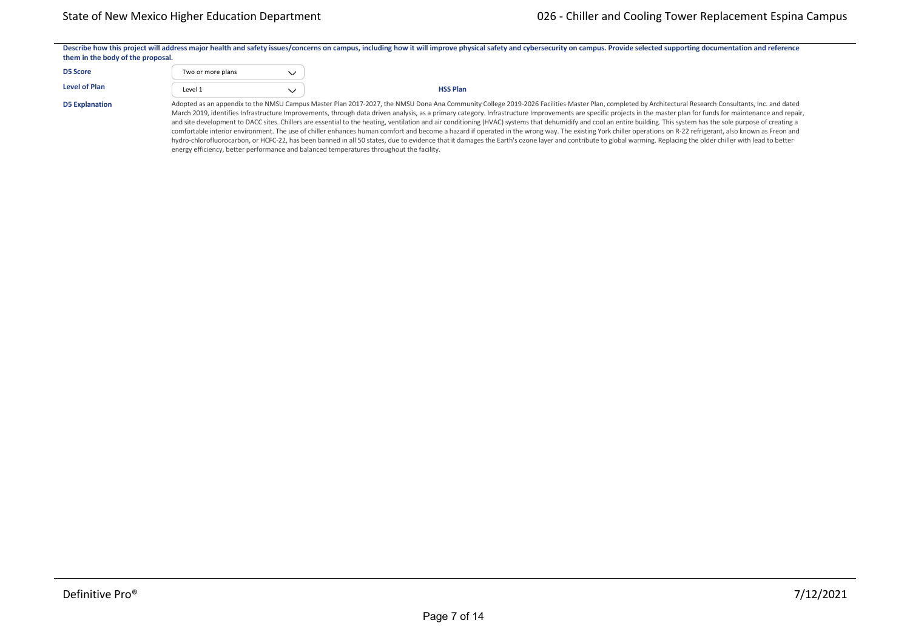**Describe how this project will address major health and safety issues/concerns on campus, including how it will improve physical safety and cybersecurity on campus. Provide selected supporting documentation and reference them in the body of the proposal.**

**D5 Score** Two or more plans

**Level of Plan** Level 1 **HSS Plan**

**D5 Explanation**

Adopted as an appendix to the NMSU Campus Master Plan 2017-2027, the NMSU Dona Ana Community College 2019-2026 Facilities Master Plan, completed by Architectural Research Consultants, Inc. and dated March 2019, identifies Infrastructure Improvements, through data driven analysis, as a primary category. Infrastructure Improvements are specific projects in the master plan for funds for maintenance and repair, and site development to DACC sites. Chillers are essential to the heating, ventilation and air conditioning (HVAC) systems that dehumidify and cool an entire building. This system has the sole purpose of creating a comfortable interior environment. The use of chiller enhances human comfort and become a hazard if operated in the wrong way. The existing York chiller operations on R-22 refrigerant, also known as Freon and hydro-chlorofluorocarbon, or HCFC-22, has been banned in all 50 states, due to evidence that it damages the Earth's ozone layer and contribute to global warming. Replacing the older chiller with lead to better energy efficiency, better performance and balanced temperatures throughout the facility.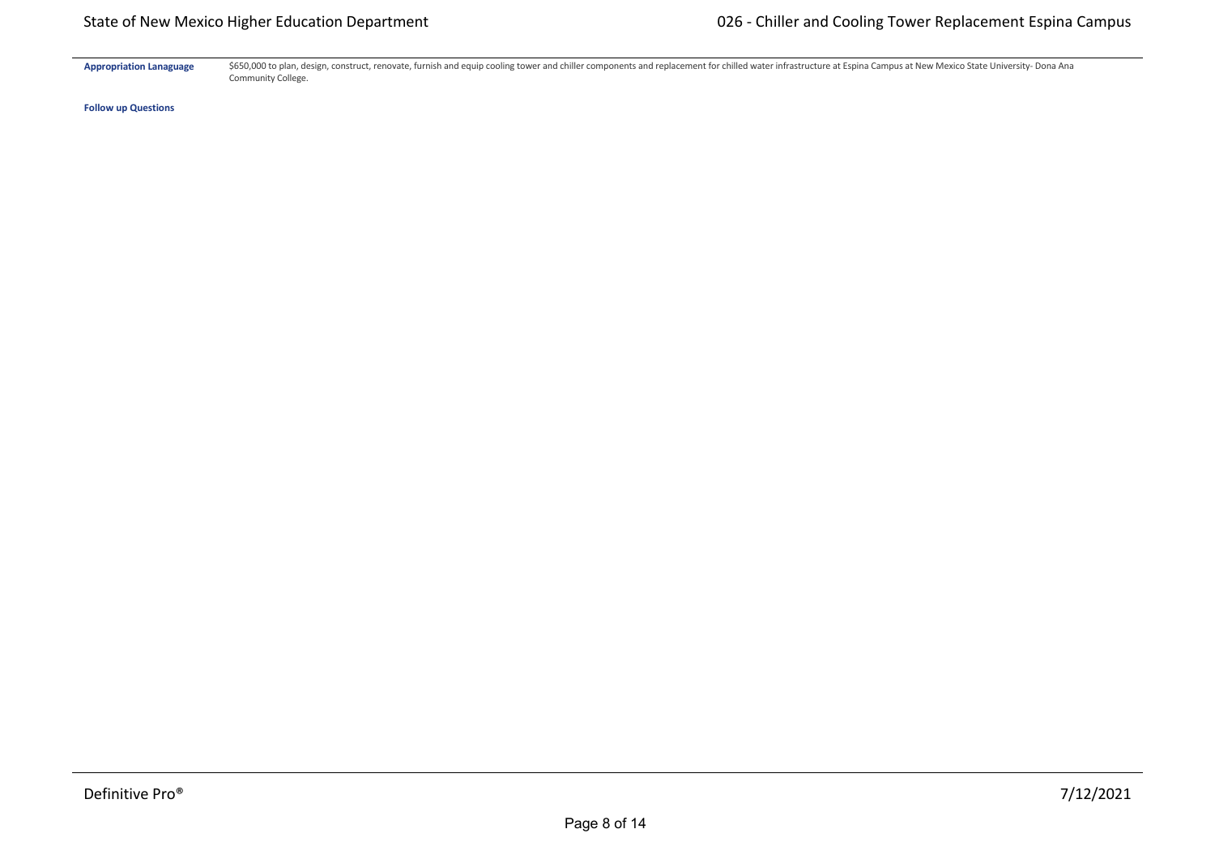**Appropriation Lanaguage**

$650,000 to plan, design, construct, renovate, furnish and equip cooling tower and chiller components and replacement for chilled water infrastructure at Espina Campus at New Mexico State University- Dona Ana Community College.

**Follow up Questions**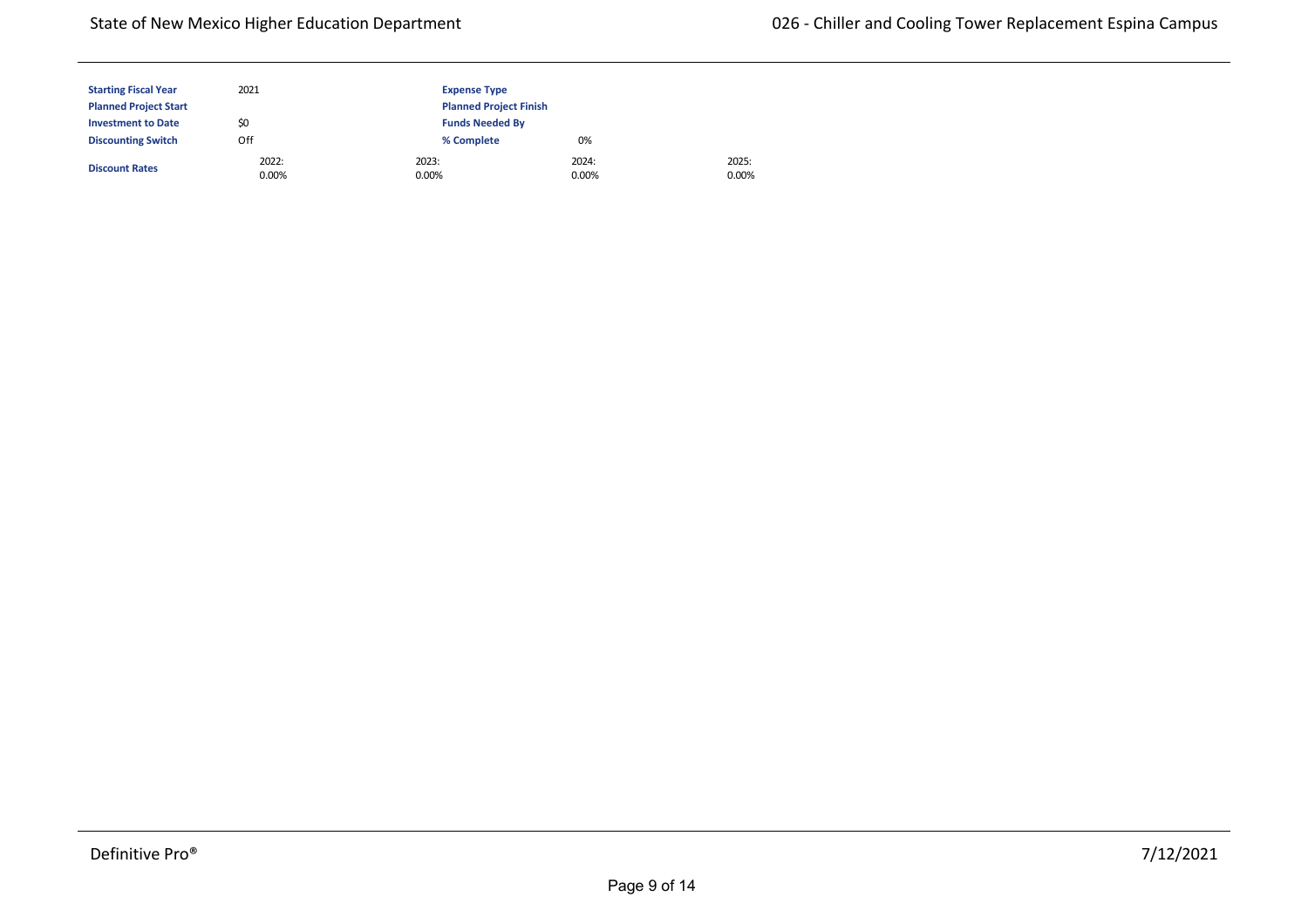| Starting Fiscal Year | 2021 | Expense Type | | |
|---|---|---|---|---|
| Planned Project Start | | Planned Project Finish | | |
| Investment to Date | $0 | Funds Needed By | | |
| Discounting Switch | Off | % Complete | 0% | |
| Discount Rates | 2022: 0.00% | 2023: 0.00% | 2024: 0.00% | 2025: 0.00% |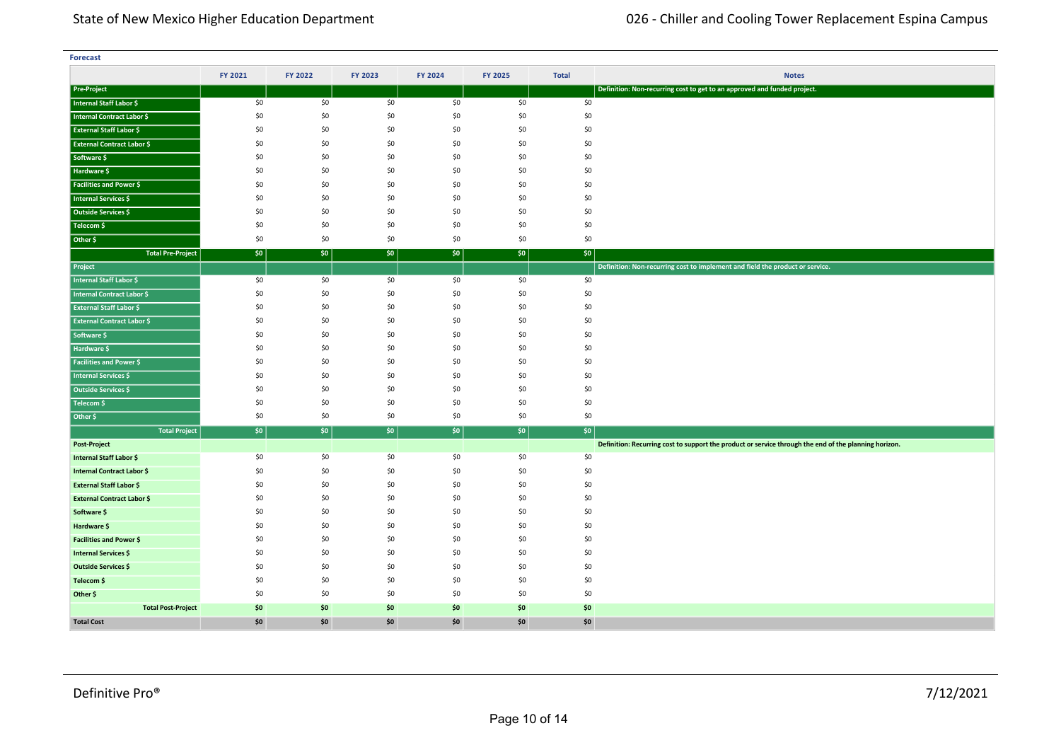**Forecast**

| | FY 2021 | FY 2022 | FY 2023 | FY 2024 | FY 2025 | Total | Notes |
|---|---|---|---|---|---|---|---|
| **Pre-Project** | | | | | | | **Definition: Non-recurring cost to get to an approved and funded project.** |
| Internal Staff Labor $ | $0 | $0 | $0 | $0 | $0 | $0 | |
| Internal Contract Labor $ | $0 | $0 | $0 | $0 | $0 | $0 | |
| External Staff Labor $ | $0 | $0 | $0 | $0 | $0 | $0 | |
| External Contract Labor $ | $0 | $0 | $0 | $0 | $0 | $0 | |
| Software $ | $0 | $0 | $0 | $0 | $0 | $0 | |
| Hardware $ | $0 | $0 | $0 | $0 | $0 | $0 | |
| Facilities and Power $ | $0 | $0 | $0 | $0 | $0 | $0 | |
| Internal Services $ | $0 | $0 | $0 | $0 | $0 | $0 | |
| Outside Services $ | $0 | $0 | $0 | $0 | $0 | $0 | |
| Telecom $ | $0 | $0 | $0 | $0 | $0 | $0 | |
| Other $ | $0 | $0 | $0 | $0 | $0 | $0 | |
| **Total Pre-Project** | **$0** | **$0** | **$0** | **$0** | **$0** | **$0** | |
| **Project** | | | | | | | **Definition: Non-recurring cost to implement and field the product or service.** |
| Internal Staff Labor $ | $0 | $0 | $0 | $0 | $0 | $0 | |
| Internal Contract Labor $ | $0 | $0 | $0 | $0 | $0 | $0 | |
| External Staff Labor $ | $0 | $0 | $0 | $0 | $0 | $0 | |
| External Contract Labor $ | $0 | $0 | $0 | $0 | $0 | $0 | |
| Software $ | $0 | $0 | $0 | $0 | $0 | $0 | |
| Hardware $ | $0 | $0 | $0 | $0 | $0 | $0 | |
| Facilities and Power $ | $0 | $0 | $0 | $0 | $0 | $0 | |
| Internal Services $ | $0 | $0 | $0 | $0 | $0 | $0 | |
| Outside Services $ | $0 | $0 | $0 | $0 | $0 | $0 | |
| Telecom $ | $0 | $0 | $0 | $0 | $0 | $0 | |
| Other $ | $0 | $0 | $0 | $0 | $0 | $0 | |
| **Total Project** | **$0** | **$0** | **$0** | **$0** | **$0** | **$0** | |
| **Post-Project** | | | | | | | **Definition: Recurring cost to support the product or service through the end of the planning horizon.** |
| Internal Staff Labor $ | $0 | $0 | $0 | $0 | $0 | $0 | |
| Internal Contract Labor $ | $0 | $0 | $0 | $0 | $0 | $0 | |
| External Staff Labor $ | $0 | $0 | $0 | $0 | $0 | $0 | |
| External Contract Labor $ | $0 | $0 | $0 | $0 | $0 | $0 | |
| Software $ | $0 | $0 | $0 | $0 | $0 | $0 | |
| Hardware $ | $0 | $0 | $0 | $0 | $0 | $0 | |
| Facilities and Power $ | $0 | $0 | $0 | $0 | $0 | $0 | |
| Internal Services $ | $0 | $0 | $0 | $0 | $0 | $0 | |
| Outside Services $ | $0 | $0 | $0 | $0 | $0 | $0 | |
| Telecom $ | $0 | $0 | $0 | $0 | $0 | $0 | |
| Other $ | $0 | $0 | $0 | $0 | $0 | $0 | |
| **Total Post-Project** | **$0** | **$0** | **$0** | **$0** | **$0** | **$0** | |
| **Total Cost** | **$0** | **$0** | **$0** | **$0** | **$0** | **$0** | |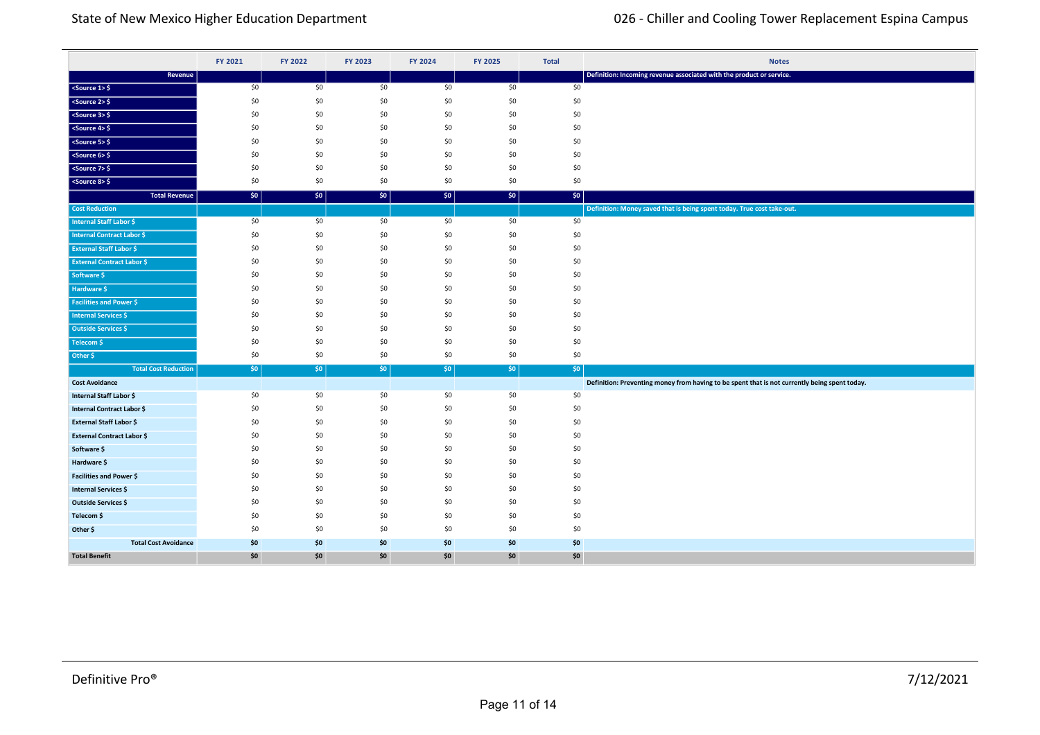| | FY 2021 | FY 2022 | FY 2023 | FY 2024 | FY 2025 | Total | Notes |
|---|---|---|---|---|---|---|---|
| **Revenue** | | | | | | | Definition: Incoming revenue associated with the product or service. |
| <Source 1> $ | $0 | $0 | $0 | $0 | $0 | $0 | |
| <Source 2> $ | $0 | $0 | $0 | $0 | $0 | $0 | |
| <Source 3> $ | $0 | $0 | $0 | $0 | $0 | $0 | |
| <Source 4> $ | $0 | $0 | $0 | $0 | $0 | $0 | |
| <Source 5> $ | $0 | $0 | $0 | $0 | $0 | $0 | |
| <Source 6> $ | $0 | $0 | $0 | $0 | $0 | $0 | |
| <Source 7> $ | $0 | $0 | $0 | $0 | $0 | $0 | |
| <Source 8> $ | $0 | $0 | $0 | $0 | $0 | $0 | |
| **Total Revenue** | **$0** | **$0** | **$0** | **$0** | **$0** | **$0** | |
| **Cost Reduction** | | | | | | | Definition: Money saved that is being spent today. True cost take-out. |
| Internal Staff Labor $ | $0 | $0 | $0 | $0 | $0 | $0 | |
| Internal Contract Labor $ | $0 | $0 | $0 | $0 | $0 | $0 | |
| External Staff Labor $ | $0 | $0 | $0 | $0 | $0 | $0 | |
| External Contract Labor $ | $0 | $0 | $0 | $0 | $0 | $0 | |
| Software $ | $0 | $0 | $0 | $0 | $0 | $0 | |
| Hardware $ | $0 | $0 | $0 | $0 | $0 | $0 | |
| Facilities and Power $ | $0 | $0 | $0 | $0 | $0 | $0 | |
| Internal Services $ | $0 | $0 | $0 | $0 | $0 | $0 | |
| Outside Services $ | $0 | $0 | $0 | $0 | $0 | $0 | |
| Telecom $ | $0 | $0 | $0 | $0 | $0 | $0 | |
| Other $ | $0 | $0 | $0 | $0 | $0 | $0 | |
| **Total Cost Reduction** | **$0** | **$0** | **$0** | **$0** | **$0** | **$0** | |
| **Cost Avoidance** | | | | | | | Definition: Preventing money from having to be spent that is not currently being spent today. |
| Internal Staff Labor $ | $0 | $0 | $0 | $0 | $0 | $0 | |
| Internal Contract Labor $ | $0 | $0 | $0 | $0 | $0 | $0 | |
| External Staff Labor $ | $0 | $0 | $0 | $0 | $0 | $0 | |
| External Contract Labor $ | $0 | $0 | $0 | $0 | $0 | $0 | |
| Software $ | $0 | $0 | $0 | $0 | $0 | $0 | |
| Hardware $ | $0 | $0 | $0 | $0 | $0 | $0 | |
| Facilities and Power $ | $0 | $0 | $0 | $0 | $0 | $0 | |
| Internal Services $ | $0 | $0 | $0 | $0 | $0 | $0 | |
| Outside Services $ | $0 | $0 | $0 | $0 | $0 | $0 | |
| Telecom $ | $0 | $0 | $0 | $0 | $0 | $0 | |
| Other $ | $0 | $0 | $0 | $0 | $0 | $0 | |
| **Total Cost Avoidance** | **$0** | **$0** | **$0** | **$0** | **$0** | **$0** | |
| **Total Benefit** | **$0** | **$0** | **$0** | **$0** | **$0** | **$0** | |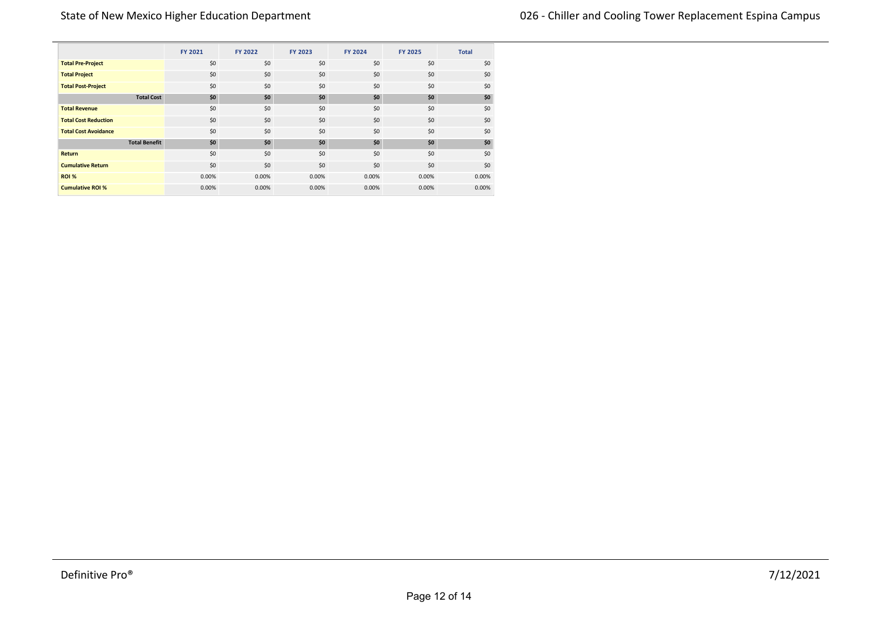|  | FY 2021 | FY 2022 | FY 2023 | FY 2024 | FY 2025 | Total |
|---|---|---|---|---|---|---|
| **Total Pre-Project** | $0 | $0 | $0 | $0 | $0 | $0 |
| **Total Project** | $0 | $0 | $0 | $0 | $0 | $0 |
| **Total Post-Project** | $0 | $0 | $0 | $0 | $0 | $0 |
| **Total Cost** | **$0** | **$0** | **$0** | **$0** | **$0** | **$0** |
| **Total Revenue** | $0 | $0 | $0 | $0 | $0 | $0 |
| **Total Cost Reduction** | $0 | $0 | $0 | $0 | $0 | $0 |
| **Total Cost Avoidance** | $0 | $0 | $0 | $0 | $0 | $0 |
| **Total Benefit** | **$0** | **$0** | **$0** | **$0** | **$0** | **$0** |
| **Return** | $0 | $0 | $0 | $0 | $0 | $0 |
| **Cumulative Return** | $0 | $0 | $0 | $0 | $0 | $0 |
| **ROI %** | 0.00% | 0.00% | 0.00% | 0.00% | 0.00% | 0.00% |
| **Cumulative ROI %** | 0.00% | 0.00% | 0.00% | 0.00% | 0.00% | 0.00% |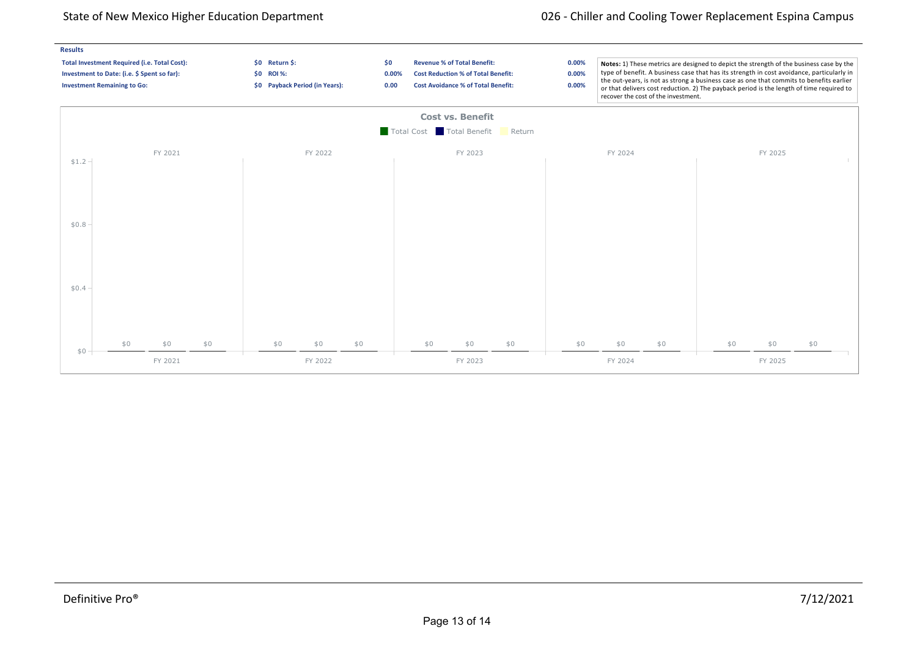## Results

| | | | | | |
|---|---|---|---|---|---|
| **Total Investment Required (i.e. Total Cost):** | **$0** | **Return $:** | **$0** | **Revenue % of Total Benefit:** | **0.00%** |
| **Investment to Date: (i.e. $ Spent so far):** | **$0** | **ROI %:** | **0.00%** | **Cost Reduction % of Total Benefit:** | **0.00%** |
| **Investment Remaining to Go:** | **$0** | **Payback Period (in Years):** | **0.00** | **Cost Avoidance % of Total Benefit:** | **0.00%** |

**Notes:** 1) These metrics are designed to depict the strength of the business case by the type of benefit. A business case that has its strength in cost avoidance, particularly in the out-years, is not as strong a business case as one that commits to benefits earlier or that delivers cost reduction. 2) The payback period is the length of time required to recover the cost of the investment.

### Cost vs. Benefit

Legend: Total Cost, Total Benefit, Return

| | Total Cost | Total Benefit | Return |
|---|---|---|---|
| FY 2021 | $0 | $0 | $0 |
| FY 2022 | $0 | $0 | $0 |
| FY 2023 | $0 | $0 | $0 |
| FY 2024 | $0 | $0 | $0 |
| FY 2025 | $0 | $0 | $0 |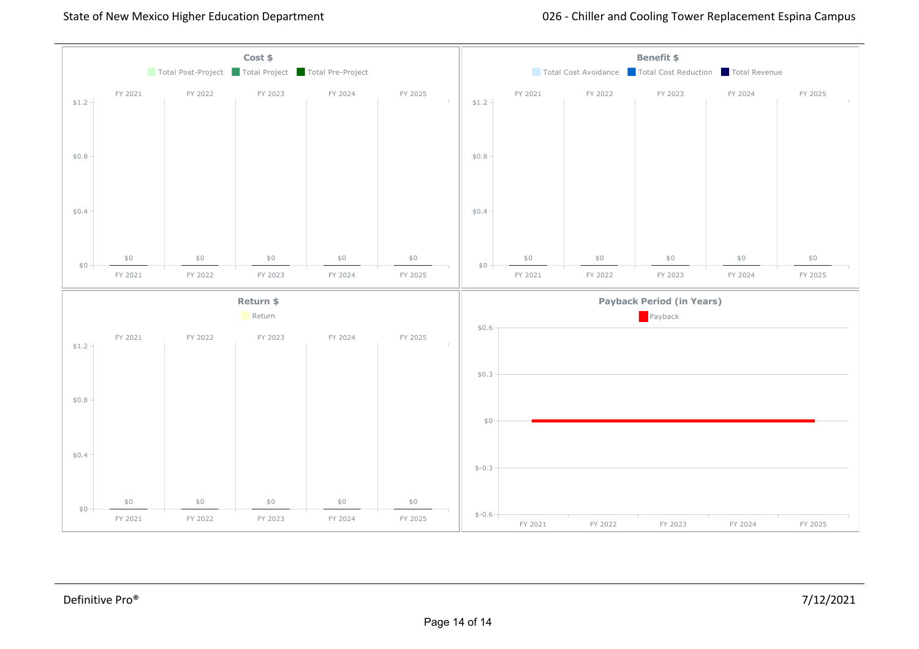Cost $

Total Post-Project Total Project Total Pre-Project

FY 2021 FY 2022 FY 2023 FY 2024 FY 2025

$1.2
$0.8
$0.4
$0

$0 $0 $0 $0 $0

FY 2021 FY 2022 FY 2023 FY 2024 FY 2025

Benefit $

Total Cost Avoidance Total Cost Reduction Total Revenue

FY 2021 FY 2022 FY 2023 FY 2024 FY 2025

$1.2
$0.8
$0.4
$0

$0 $0 $0 $0 $0

FY 2021 FY 2022 FY 2023 FY 2024 FY 2025

Return $

Return

FY 2021 FY 2022 FY 2023 FY 2024 FY 2025

$1.2
$0.8
$0.4
$0

$0 $0 $0 $0 $0

FY 2021 FY 2022 FY 2023 FY 2024 FY 2025

Payback Period (in Years)

Payback

$0.6
$0.3
$0
$-0.3
$-0.6

FY 2021 FY 2022 FY 2023 FY 2024 FY 2025